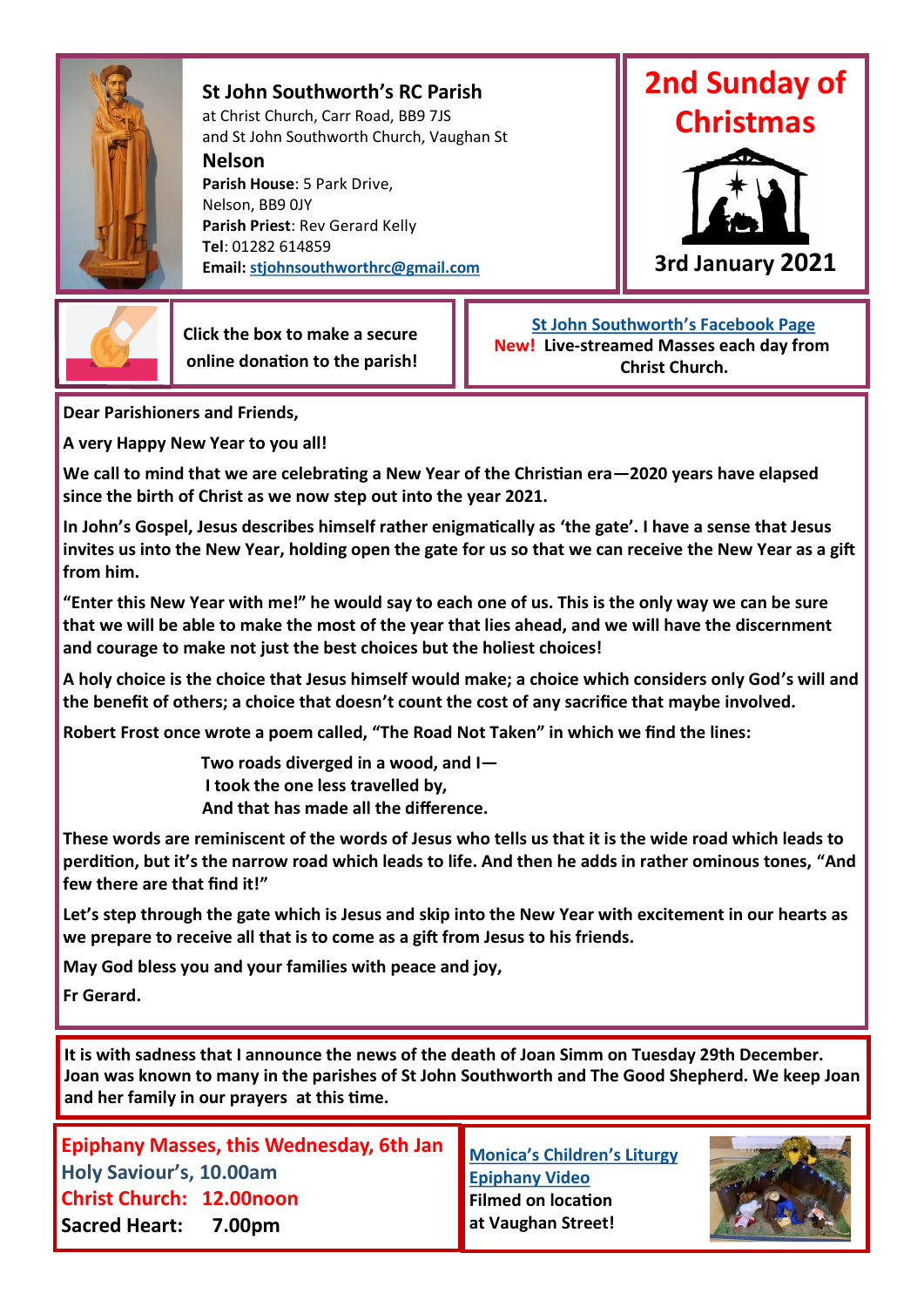## St John Southworth's RC Parish

at Christ Church, Carr Road, BB9 7JS
and St John Southworth Church, Vaughan St

**Nelson**

**Parish House**: 5 Park Drive,
Nelson, BB9 0JY
**Parish Priest**: Rev Gerard Kelly
**Tel**: 01282 614859
**Email:** stjohnsouthworthrc@gmail.com

# 2nd Sunday of Christmas

**3rd January 2021**

Click the box to make a secure online donation to the parish!

St John Southworth's Facebook Page
**New!** Live-streamed Masses each day from Christ Church.

**Dear Parishioners and Friends,**

**A very Happy New Year to you all!**

**We call to mind that we are celebrating a New Year of the Christian era—2020 years have elapsed since the birth of Christ as we now step out into the year 2021.**

**In John's Gospel, Jesus describes himself rather enigmatically as 'the gate'. I have a sense that Jesus invites us into the New Year, holding open the gate for us so that we can receive the New Year as a gift from him.**

**"Enter this New Year with me!" he would say to each one of us. This is the only way we can be sure that we will be able to make the most of the year that lies ahead, and we will have the discernment and courage to make not just the best choices but the holiest choices!**

**A holy choice is the choice that Jesus himself would make; a choice which considers only God's will and the benefit of others; a choice that doesn't count the cost of any sacrifice that maybe involved.**

**Robert Frost once wrote a poem called, "The Road Not Taken" in which we find the lines:**

> **Two roads diverged in a wood, and I—**
> **I took the one less travelled by,**
> **And that has made all the difference.**

**These words are reminiscent of the words of Jesus who tells us that it is the wide road which leads to perdition, but it's the narrow road which leads to life. And then he adds in rather ominous tones, "And few there are that find it!"**

**Let's step through the gate which is Jesus and skip into the New Year with excitement in our hearts as we prepare to receive all that is to come as a gift from Jesus to his friends.**

**May God bless you and your families with peace and joy,**

**Fr Gerard.**

**It is with sadness that I announce the news of the death of Joan Simm on Tuesday 29th December. Joan was known to many in the parishes of St John Southworth and The Good Shepherd. We keep Joan and her family in our prayers at this time.**

**Epiphany Masses, this Wednesday, 6th Jan**
**Holy Saviour's, 10.00am**
**Christ Church: 12.00noon**
**Sacred Heart: 7.00pm**

**Monica's Children's Liturgy Epiphany Video**
**Filmed on location at Vaughan Street!**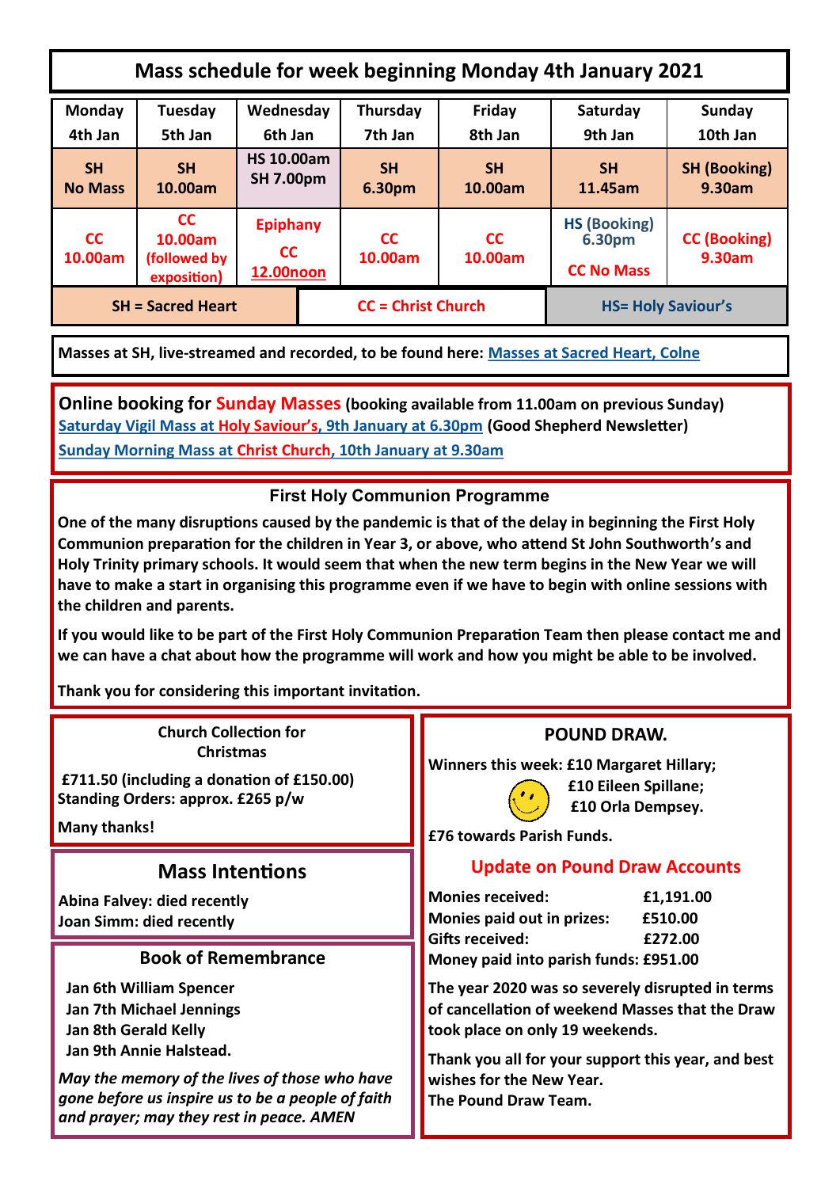## Mass schedule for week beginning Monday 4th January 2021

| Monday 4th Jan | Tuesday 5th Jan | Wednesday 6th Jan | Thursday 7th Jan | Friday 8th Jan | Saturday 9th Jan | Sunday 10th Jan |
|---|---|---|---|---|---|---|
| SH No Mass | SH 10.00am | HS 10.00am SH 7.00pm | SH 6.30pm | SH 10.00am | SH 11.45am | SH (Booking) 9.30am |
| CC 10.00am | CC 10.00am (followed by exposition) | Epiphany CC 12.00noon | CC 10.00am | CC 10.00am | HS (Booking) 6.30pm CC No Mass | CC (Booking) 9.30am |

SH = Sacred Heart | CC = Christ Church | HS= Holy Saviour's

**Masses at SH, live-streamed and recorded, to be found here: Masses at Sacred Heart, Colne**

**Online booking for Sunday Masses (booking available from 11.00am on previous Sunday)**
**Saturday Vigil Mass at Holy Saviour's, 9th January at 6.30pm (Good Shepherd Newsletter)**
**Sunday Morning Mass at Christ Church, 10th January at 9.30am**

### First Holy Communion Programme

**One of the many disruptions caused by the pandemic is that of the delay in beginning the First Holy Communion preparation for the children in Year 3, or above, who attend St John Southworth's and Holy Trinity primary schools. It would seem that when the new term begins in the New Year we will have to make a start in organising this programme even if we have to begin with online sessions with the children and parents.**

**If you would like to be part of the First Holy Communion Preparation Team then please contact me and we can have a chat about how the programme will work and how you might be able to be involved.**

**Thank you for considering this important invitation.**

### Church Collection for Christmas

**£711.50 (including a donation of £150.00)**
**Standing Orders: approx. £265 p/w**

**Many thanks!**

### Mass Intentions

**Abina Falvey: died recently**
**Joan Simm: died recently**

### Book of Remembrance

**Jan 6th William Spencer**
**Jan 7th Michael Jennings**
**Jan 8th Gerald Kelly**
**Jan 9th Annie Halstead.**

***May the memory of the lives of those who have gone before us inspire us to be a people of faith and prayer; may they rest in peace. AMEN***

### POUND DRAW.

**Winners this week: £10 Margaret Hillary;**
**£10 Eileen Spillane;**
**£10 Orla Dempsey.**

**£76 towards Parish Funds.**

### Update on Pound Draw Accounts

**Monies received: £1,191.00**
**Monies paid out in prizes: £510.00**
**Gifts received: £272.00**
**Money paid into parish funds: £951.00**

**The year 2020 was so severely disrupted in terms of cancellation of weekend Masses that the Draw took place on only 19 weekends.**

**Thank you all for your support this year, and best wishes for the New Year.**
**The Pound Draw Team.**